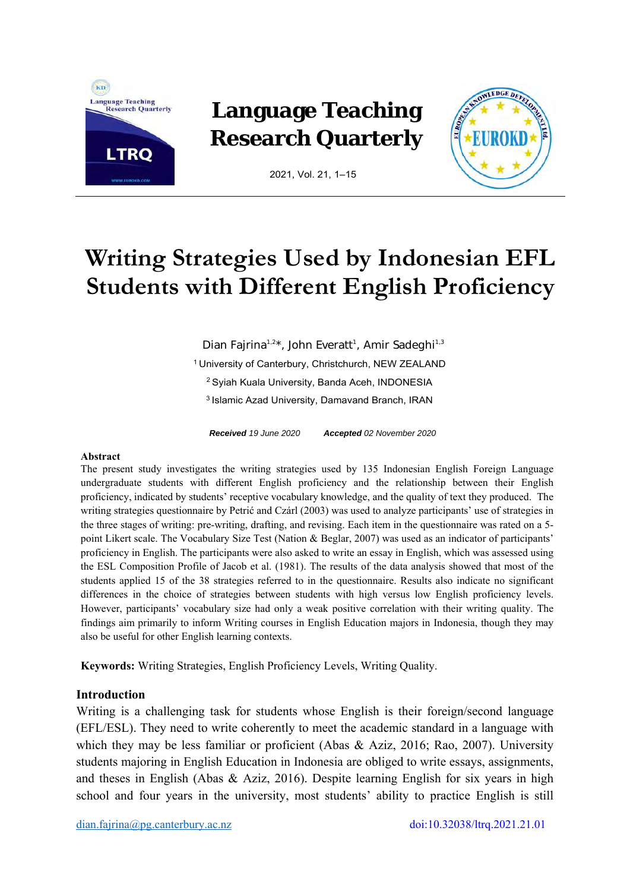# Writing Strategies Used by Indonesian EFL Students with Different English Proficiency

Dian Fajrina[1,2]*, John Everatt[1], Amir Sadeghi[1,3]

[1] University of Canterbury, Christchurch, NEW ZEALAND

[2] Syiah Kuala University, Banda Aceh, INDONESIA

[3] Islamic Azad University, Damavand Branch, IRAN

***Received*** *19 June 2020* ***Accepted*** *02 November 2020*

## Abstract

The present study investigates the writing strategies used by 135 Indonesian English Foreign Language undergraduate students with different English proficiency and the relationship between their English proficiency, indicated by students' receptive vocabulary knowledge, and the quality of text they produced. The writing strategies questionnaire by Petrić and Czárl (2003) was used to analyze participants' use of strategies in the three stages of writing: pre-writing, drafting, and revising. Each item in the questionnaire was rated on a 5-point Likert scale. The Vocabulary Size Test (Nation & Beglar, 2007) was used as an indicator of participants' proficiency in English. The participants were also asked to write an essay in English, which was assessed using the ESL Composition Profile of Jacob et al. (1981). The results of the data analysis showed that most of the students applied 15 of the 38 strategies referred to in the questionnaire. Results also indicate no significant differences in the choice of strategies between students with high versus low English proficiency levels. However, participants' vocabulary size had only a weak positive correlation with their writing quality. The findings aim primarily to inform Writing courses in English Education majors in Indonesia, though they may also be useful for other English learning contexts.

**Keywords:** Writing Strategies, English Proficiency Levels, Writing Quality.

## Introduction

Writing is a challenging task for students whose English is their foreign/second language (EFL/ESL). They need to write coherently to meet the academic standard in a language with which they may be less familiar or proficient (Abas & Aziz, 2016; Rao, 2007). University students majoring in English Education in Indonesia are obliged to write essays, assignments, and theses in English (Abas & Aziz, 2016). Despite learning English for six years in high school and four years in the university, most students' ability to practice English is still

dian.fajrina@pg.canterbury.ac.nz doi:10.32038/ltrq.2021.21.01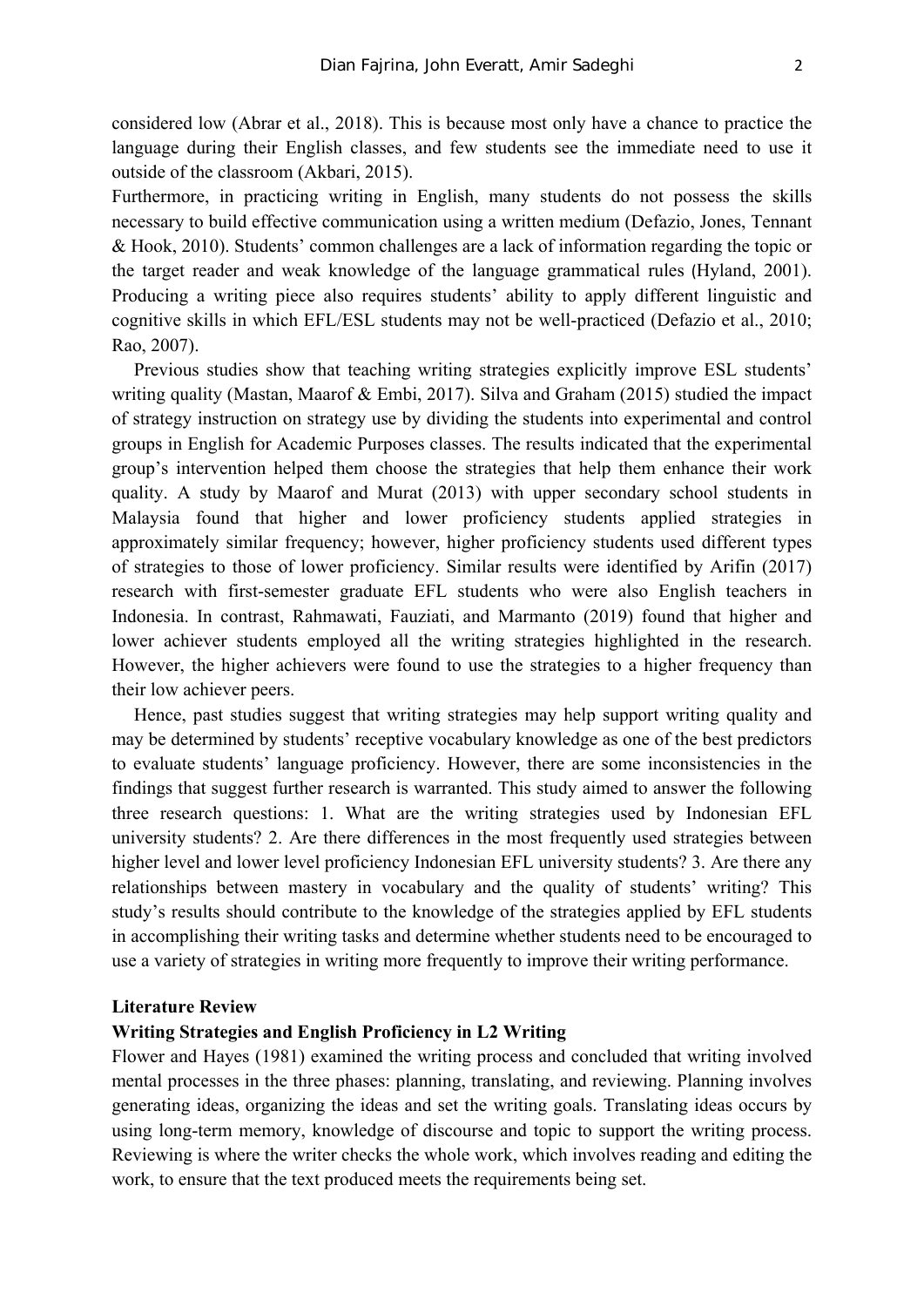considered low (Abrar et al., 2018). This is because most only have a chance to practice the language during their English classes, and few students see the immediate need to use it outside of the classroom (Akbari, 2015).

Furthermore, in practicing writing in English, many students do not possess the skills necessary to build effective communication using a written medium (Defazio, Jones, Tennant & Hook, 2010). Students' common challenges are a lack of information regarding the topic or the target reader and weak knowledge of the language grammatical rules (Hyland, 2001). Producing a writing piece also requires students' ability to apply different linguistic and cognitive skills in which EFL/ESL students may not be well-practiced (Defazio et al., 2010; Rao, 2007).

Previous studies show that teaching writing strategies explicitly improve ESL students' writing quality (Mastan, Maarof & Embi, 2017). Silva and Graham (2015) studied the impact of strategy instruction on strategy use by dividing the students into experimental and control groups in English for Academic Purposes classes. The results indicated that the experimental group's intervention helped them choose the strategies that help them enhance their work quality. A study by Maarof and Murat (2013) with upper secondary school students in Malaysia found that higher and lower proficiency students applied strategies in approximately similar frequency; however, higher proficiency students used different types of strategies to those of lower proficiency. Similar results were identified by Arifin (2017) research with first-semester graduate EFL students who were also English teachers in Indonesia. In contrast, Rahmawati, Fauziati, and Marmanto (2019) found that higher and lower achiever students employed all the writing strategies highlighted in the research. However, the higher achievers were found to use the strategies to a higher frequency than their low achiever peers.

Hence, past studies suggest that writing strategies may help support writing quality and may be determined by students' receptive vocabulary knowledge as one of the best predictors to evaluate students' language proficiency. However, there are some inconsistencies in the findings that suggest further research is warranted. This study aimed to answer the following three research questions: 1. What are the writing strategies used by Indonesian EFL university students? 2. Are there differences in the most frequently used strategies between higher level and lower level proficiency Indonesian EFL university students? 3. Are there any relationships between mastery in vocabulary and the quality of students' writing? This study's results should contribute to the knowledge of the strategies applied by EFL students in accomplishing their writing tasks and determine whether students need to be encouraged to use a variety of strategies in writing more frequently to improve their writing performance.

## Literature Review

### Writing Strategies and English Proficiency in L2 Writing

Flower and Hayes (1981) examined the writing process and concluded that writing involved mental processes in the three phases: planning, translating, and reviewing. Planning involves generating ideas, organizing the ideas and set the writing goals. Translating ideas occurs by using long-term memory, knowledge of discourse and topic to support the writing process. Reviewing is where the writer checks the whole work, which involves reading and editing the work, to ensure that the text produced meets the requirements being set.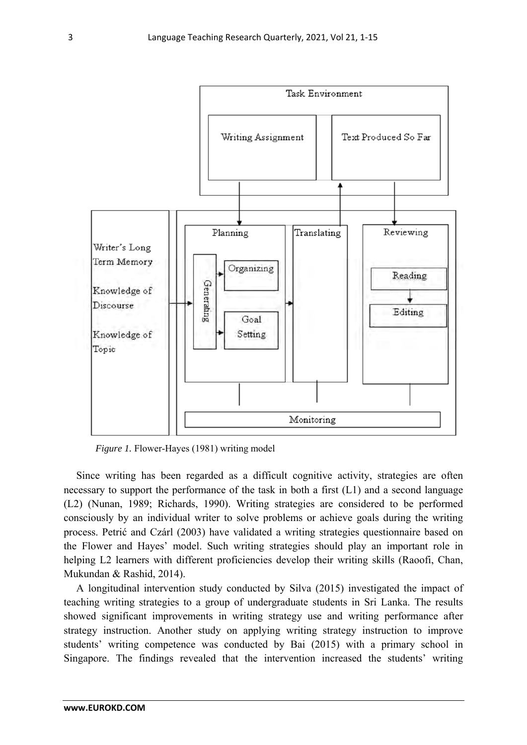*Figure 1.* Flower-Hayes (1981) writing model

Since writing has been regarded as a difficult cognitive activity, strategies are often necessary to support the performance of the task in both a first (L1) and a second language (L2) (Nunan, 1989; Richards, 1990). Writing strategies are considered to be performed consciously by an individual writer to solve problems or achieve goals during the writing process. Petrić and Czárl (2003) have validated a writing strategies questionnaire based on the Flower and Hayes' model. Such writing strategies should play an important role in helping L2 learners with different proficiencies develop their writing skills (Raoofi, Chan, Mukundan & Rashid, 2014).

A longitudinal intervention study conducted by Silva (2015) investigated the impact of teaching writing strategies to a group of undergraduate students in Sri Lanka. The results showed significant improvements in writing strategy use and writing performance after strategy instruction. Another study on applying writing strategy instruction to improve students' writing competence was conducted by Bai (2015) with a primary school in Singapore. The findings revealed that the intervention increased the students' writing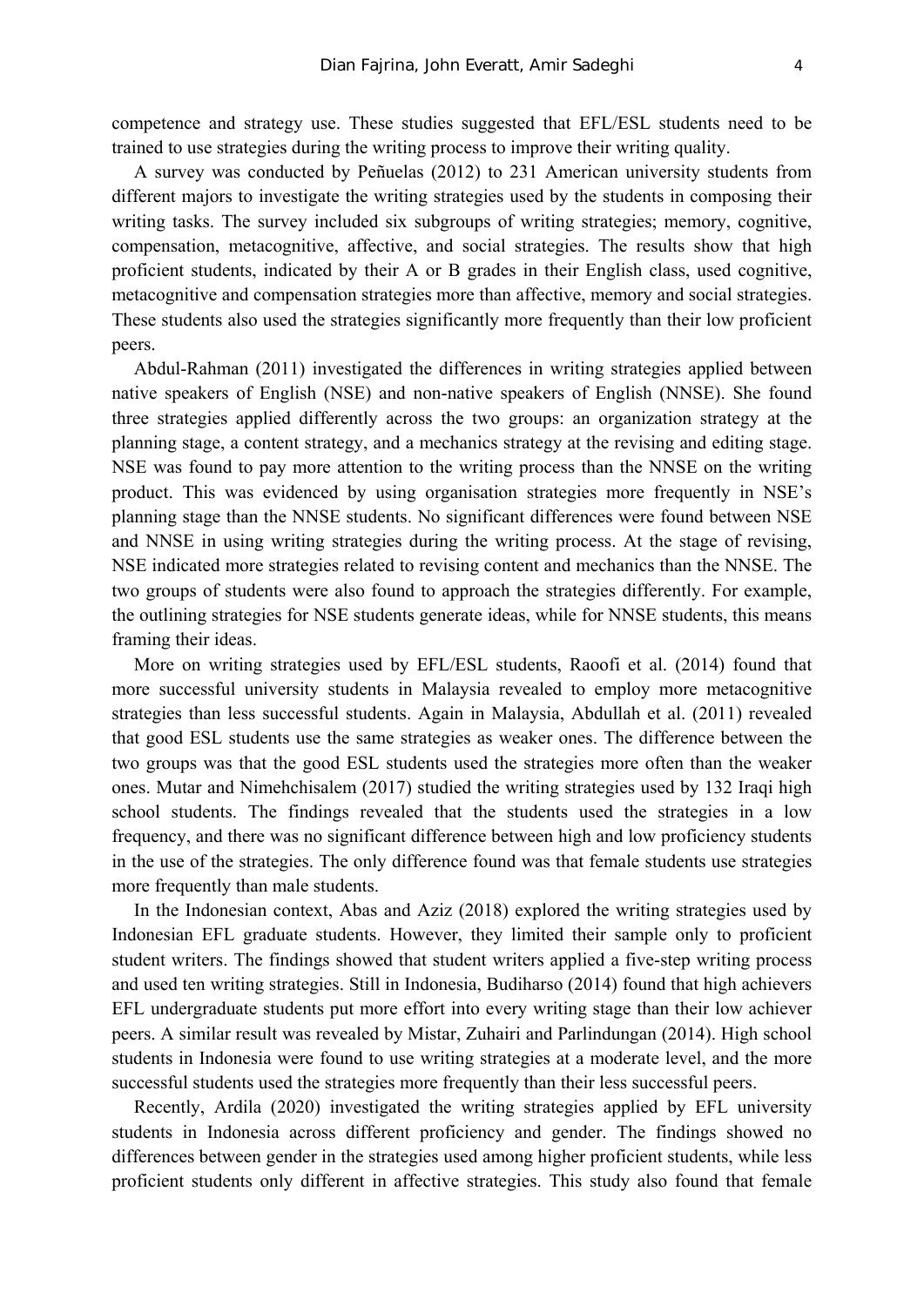competence and strategy use. These studies suggested that EFL/ESL students need to be trained to use strategies during the writing process to improve their writing quality.

A survey was conducted by Peñuelas (2012) to 231 American university students from different majors to investigate the writing strategies used by the students in composing their writing tasks. The survey included six subgroups of writing strategies; memory, cognitive, compensation, metacognitive, affective, and social strategies. The results show that high proficient students, indicated by their A or B grades in their English class, used cognitive, metacognitive and compensation strategies more than affective, memory and social strategies. These students also used the strategies significantly more frequently than their low proficient peers.

Abdul-Rahman (2011) investigated the differences in writing strategies applied between native speakers of English (NSE) and non-native speakers of English (NNSE). She found three strategies applied differently across the two groups: an organization strategy at the planning stage, a content strategy, and a mechanics strategy at the revising and editing stage. NSE was found to pay more attention to the writing process than the NNSE on the writing product. This was evidenced by using organisation strategies more frequently in NSE's planning stage than the NNSE students. No significant differences were found between NSE and NNSE in using writing strategies during the writing process. At the stage of revising, NSE indicated more strategies related to revising content and mechanics than the NNSE. The two groups of students were also found to approach the strategies differently. For example, the outlining strategies for NSE students generate ideas, while for NNSE students, this means framing their ideas.

More on writing strategies used by EFL/ESL students, Raoofi et al. (2014) found that more successful university students in Malaysia revealed to employ more metacognitive strategies than less successful students. Again in Malaysia, Abdullah et al. (2011) revealed that good ESL students use the same strategies as weaker ones. The difference between the two groups was that the good ESL students used the strategies more often than the weaker ones. Mutar and Nimehchisalem (2017) studied the writing strategies used by 132 Iraqi high school students. The findings revealed that the students used the strategies in a low frequency, and there was no significant difference between high and low proficiency students in the use of the strategies. The only difference found was that female students use strategies more frequently than male students.

In the Indonesian context, Abas and Aziz (2018) explored the writing strategies used by Indonesian EFL graduate students. However, they limited their sample only to proficient student writers. The findings showed that student writers applied a five-step writing process and used ten writing strategies. Still in Indonesia, Budiharso (2014) found that high achievers EFL undergraduate students put more effort into every writing stage than their low achiever peers. A similar result was revealed by Mistar, Zuhairi and Parlindungan (2014). High school students in Indonesia were found to use writing strategies at a moderate level, and the more successful students used the strategies more frequently than their less successful peers.

Recently, Ardila (2020) investigated the writing strategies applied by EFL university students in Indonesia across different proficiency and gender. The findings showed no differences between gender in the strategies used among higher proficient students, while less proficient students only different in affective strategies. This study also found that female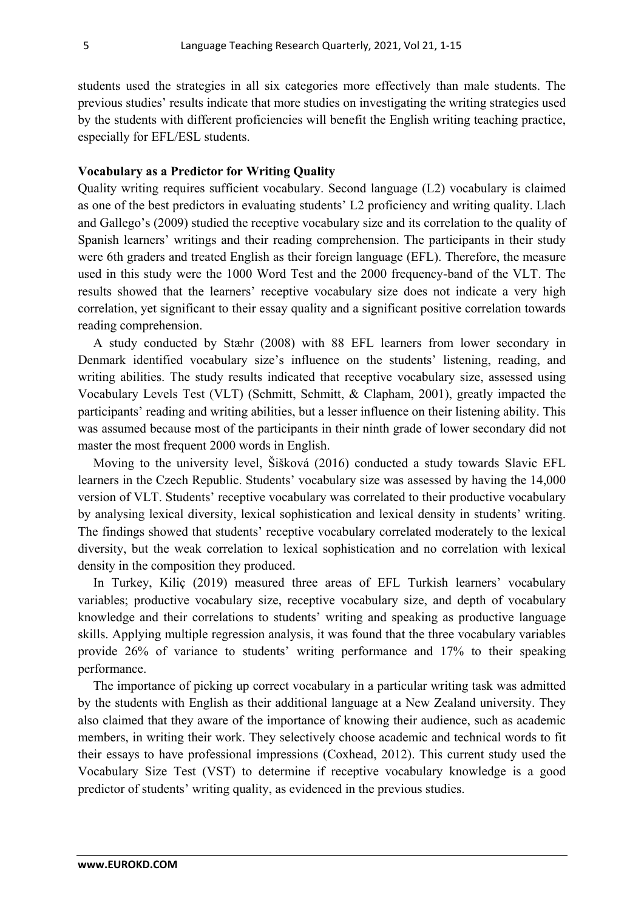students used the strategies in all six categories more effectively than male students. The previous studies' results indicate that more studies on investigating the writing strategies used by the students with different proficiencies will benefit the English writing teaching practice, especially for EFL/ESL students.

**Vocabulary as a Predictor for Writing Quality**

Quality writing requires sufficient vocabulary. Second language (L2) vocabulary is claimed as one of the best predictors in evaluating students' L2 proficiency and writing quality. Llach and Gallego's (2009) studied the receptive vocabulary size and its correlation to the quality of Spanish learners' writings and their reading comprehension. The participants in their study were 6th graders and treated English as their foreign language (EFL). Therefore, the measure used in this study were the 1000 Word Test and the 2000 frequency-band of the VLT. The results showed that the learners' receptive vocabulary size does not indicate a very high correlation, yet significant to their essay quality and a significant positive correlation towards reading comprehension.

A study conducted by Stæhr (2008) with 88 EFL learners from lower secondary in Denmark identified vocabulary size's influence on the students' listening, reading, and writing abilities. The study results indicated that receptive vocabulary size, assessed using Vocabulary Levels Test (VLT) (Schmitt, Schmitt, & Clapham, 2001), greatly impacted the participants' reading and writing abilities, but a lesser influence on their listening ability. This was assumed because most of the participants in their ninth grade of lower secondary did not master the most frequent 2000 words in English.

Moving to the university level, Šišková (2016) conducted a study towards Slavic EFL learners in the Czech Republic. Students' vocabulary size was assessed by having the 14,000 version of VLT. Students' receptive vocabulary was correlated to their productive vocabulary by analysing lexical diversity, lexical sophistication and lexical density in students' writing. The findings showed that students' receptive vocabulary correlated moderately to the lexical diversity, but the weak correlation to lexical sophistication and no correlation with lexical density in the composition they produced.

In Turkey, Kiliç (2019) measured three areas of EFL Turkish learners' vocabulary variables; productive vocabulary size, receptive vocabulary size, and depth of vocabulary knowledge and their correlations to students' writing and speaking as productive language skills. Applying multiple regression analysis, it was found that the three vocabulary variables provide 26% of variance to students' writing performance and 17% to their speaking performance.

The importance of picking up correct vocabulary in a particular writing task was admitted by the students with English as their additional language at a New Zealand university. They also claimed that they aware of the importance of knowing their audience, such as academic members, in writing their work. They selectively choose academic and technical words to fit their essays to have professional impressions (Coxhead, 2012). This current study used the Vocabulary Size Test (VST) to determine if receptive vocabulary knowledge is a good predictor of students' writing quality, as evidenced in the previous studies.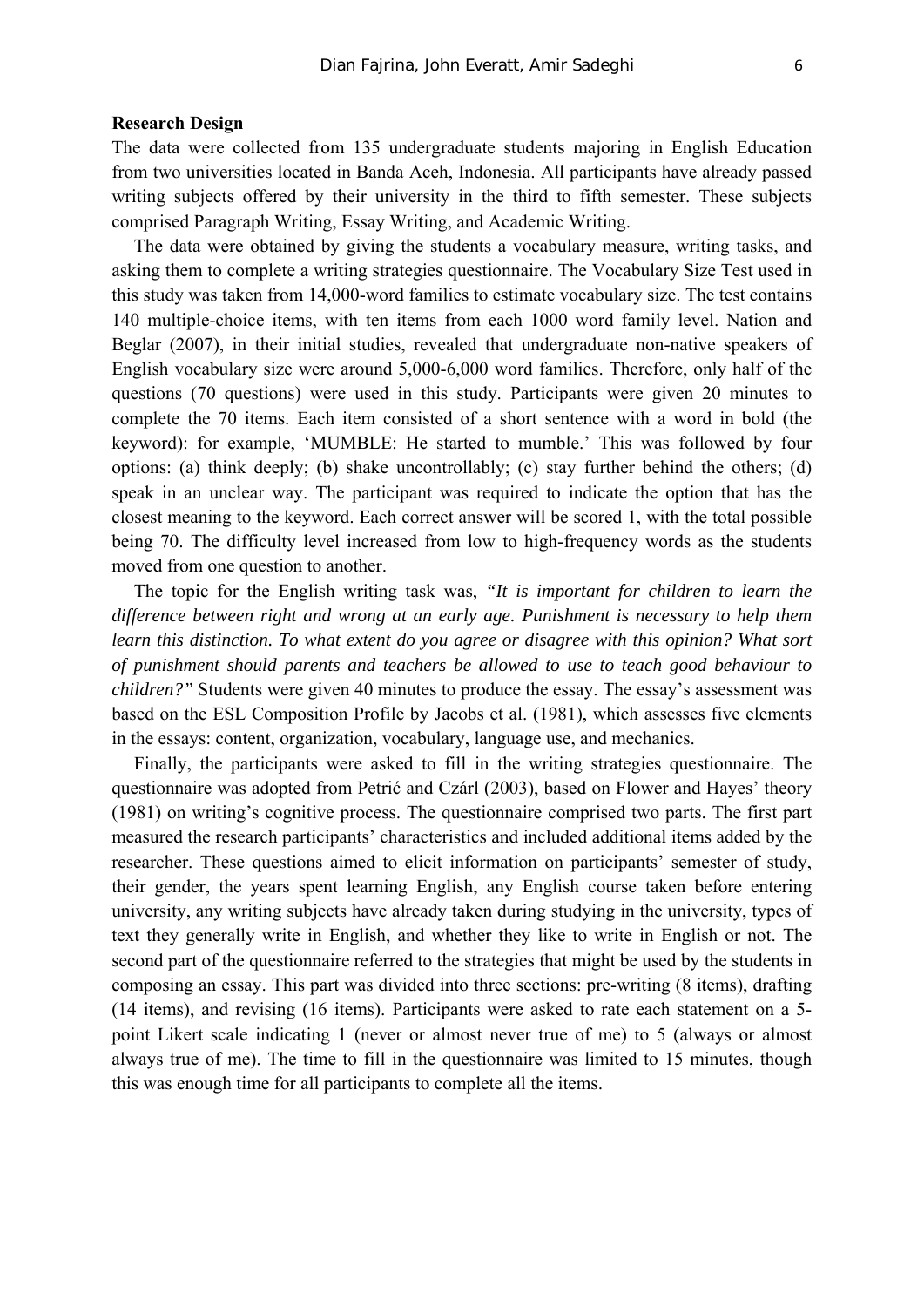**Research Design**

The data were collected from 135 undergraduate students majoring in English Education from two universities located in Banda Aceh, Indonesia. All participants have already passed writing subjects offered by their university in the third to fifth semester. These subjects comprised Paragraph Writing, Essay Writing, and Academic Writing.

The data were obtained by giving the students a vocabulary measure, writing tasks, and asking them to complete a writing strategies questionnaire. The Vocabulary Size Test used in this study was taken from 14,000-word families to estimate vocabulary size. The test contains 140 multiple-choice items, with ten items from each 1000 word family level. Nation and Beglar (2007), in their initial studies, revealed that undergraduate non-native speakers of English vocabulary size were around 5,000-6,000 word families. Therefore, only half of the questions (70 questions) were used in this study. Participants were given 20 minutes to complete the 70 items. Each item consisted of a short sentence with a word in bold (the keyword): for example, 'MUMBLE: He started to mumble.' This was followed by four options: (a) think deeply; (b) shake uncontrollably; (c) stay further behind the others; (d) speak in an unclear way. The participant was required to indicate the option that has the closest meaning to the keyword. Each correct answer will be scored 1, with the total possible being 70. The difficulty level increased from low to high-frequency words as the students moved from one question to another.

The topic for the English writing task was, *"It is important for children to learn the difference between right and wrong at an early age. Punishment is necessary to help them learn this distinction. To what extent do you agree or disagree with this opinion? What sort of punishment should parents and teachers be allowed to use to teach good behaviour to children?"* Students were given 40 minutes to produce the essay. The essay's assessment was based on the ESL Composition Profile by Jacobs et al. (1981), which assesses five elements in the essays: content, organization, vocabulary, language use, and mechanics.

Finally, the participants were asked to fill in the writing strategies questionnaire. The questionnaire was adopted from Petrić and Czárl (2003), based on Flower and Hayes' theory (1981) on writing's cognitive process. The questionnaire comprised two parts. The first part measured the research participants' characteristics and included additional items added by the researcher. These questions aimed to elicit information on participants' semester of study, their gender, the years spent learning English, any English course taken before entering university, any writing subjects have already taken during studying in the university, types of text they generally write in English, and whether they like to write in English or not. The second part of the questionnaire referred to the strategies that might be used by the students in composing an essay. This part was divided into three sections: pre-writing (8 items), drafting (14 items), and revising (16 items). Participants were asked to rate each statement on a 5-point Likert scale indicating 1 (never or almost never true of me) to 5 (always or almost always true of me). The time to fill in the questionnaire was limited to 15 minutes, though this was enough time for all participants to complete all the items.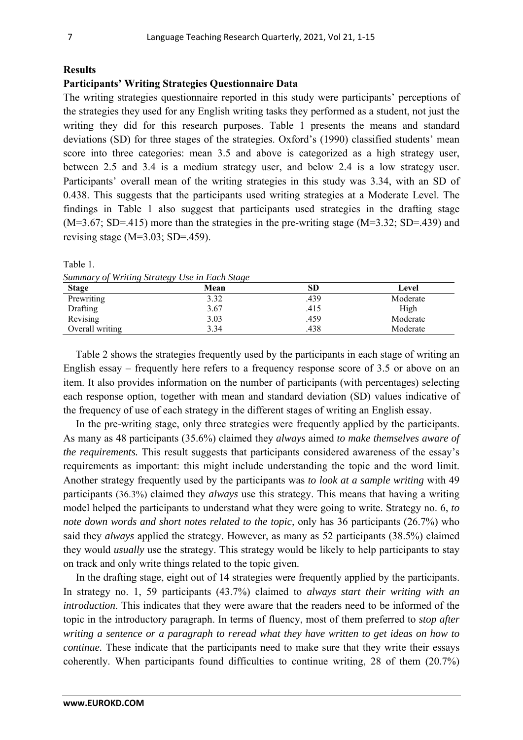## Results

### Participants' Writing Strategies Questionnaire Data

The writing strategies questionnaire reported in this study were participants' perceptions of the strategies they used for any English writing tasks they performed as a student, not just the writing they did for this research purposes. Table 1 presents the means and standard deviations (SD) for three stages of the strategies. Oxford's (1990) classified students' mean score into three categories: mean 3.5 and above is categorized as a high strategy user, between 2.5 and 3.4 is a medium strategy user, and below 2.4 is a low strategy user. Participants' overall mean of the writing strategies in this study was 3.34, with an SD of 0.438. This suggests that the participants used writing strategies at a Moderate Level. The findings in Table 1 also suggest that participants used strategies in the drafting stage (M=3.67; SD=.415) more than the strategies in the pre-writing stage (M=3.32; SD=.439) and revising stage (M=3.03; SD=.459).

Table 1.

*Summary of Writing Strategy Use in Each Stage*

| Stage | Mean | SD | Level |
|---|---|---|---|
| Prewriting | 3.32 | .439 | Moderate |
| Drafting | 3.67 | .415 | High |
| Revising | 3.03 | .459 | Moderate |
| Overall writing | 3.34 | .438 | Moderate |

Table 2 shows the strategies frequently used by the participants in each stage of writing an English essay – frequently here refers to a frequency response score of 3.5 or above on an item. It also provides information on the number of participants (with percentages) selecting each response option, together with mean and standard deviation (SD) values indicative of the frequency of use of each strategy in the different stages of writing an English essay.

In the pre-writing stage, only three strategies were frequently applied by the participants. As many as 48 participants (35.6%) claimed they *always* aimed *to make themselves aware of the requirements.* This result suggests that participants considered awareness of the essay's requirements as important: this might include understanding the topic and the word limit. Another strategy frequently used by the participants was *to look at a sample writing* with 49 participants (36.3%) claimed they *always* use this strategy. This means that having a writing model helped the participants to understand what they were going to write. Strategy no. 6, *to note down words and short notes related to the topic,* only has 36 participants (26.7%) who said they *always* applied the strategy. However, as many as 52 participants (38.5%) claimed they would *usually* use the strategy. This strategy would be likely to help participants to stay on track and only write things related to the topic given.

In the drafting stage, eight out of 14 strategies were frequently applied by the participants. In strategy no. 1, 59 participants (43.7%) claimed to *always start their writing with an introduction.* This indicates that they were aware that the readers need to be informed of the topic in the introductory paragraph. In terms of fluency, most of them preferred to *stop after writing a sentence or a paragraph to reread what they have written to get ideas on how to continue.* These indicate that the participants need to make sure that they write their essays coherently. When participants found difficulties to continue writing, 28 of them (20.7%)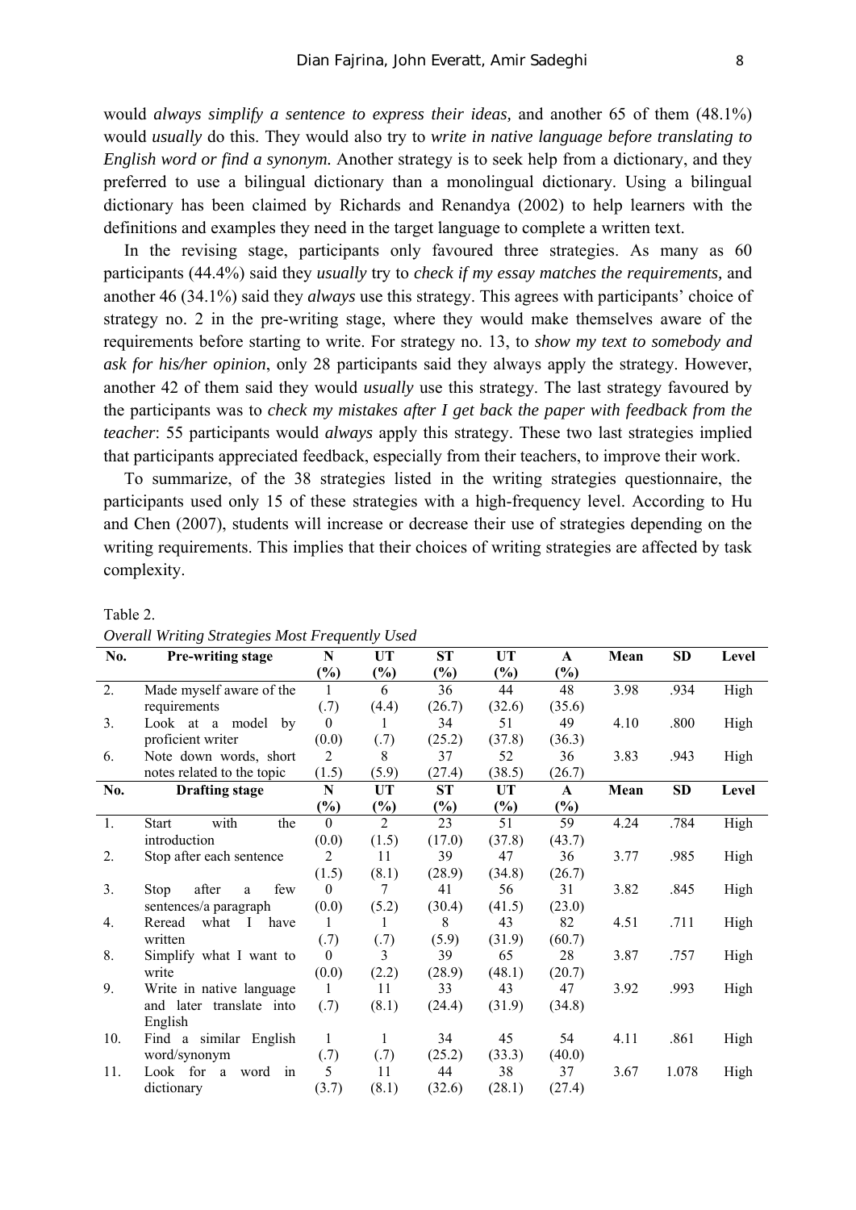would *always simplify a sentence to express their ideas,* and another 65 of them (48.1%) would *usually* do this. They would also try to *write in native language before translating to English word or find a synonym.* Another strategy is to seek help from a dictionary, and they preferred to use a bilingual dictionary than a monolingual dictionary. Using a bilingual dictionary has been claimed by Richards and Renandya (2002) to help learners with the definitions and examples they need in the target language to complete a written text.

In the revising stage, participants only favoured three strategies. As many as 60 participants (44.4%) said they *usually* try to *check if my essay matches the requirements,* and another 46 (34.1%) said they *always* use this strategy. This agrees with participants' choice of strategy no. 2 in the pre-writing stage, where they would make themselves aware of the requirements before starting to write. For strategy no. 13, to *show my text to somebody and ask for his/her opinion*, only 28 participants said they always apply the strategy. However, another 42 of them said they would *usually* use this strategy. The last strategy favoured by the participants was to *check my mistakes after I get back the paper with feedback from the teacher*: 55 participants would *always* apply this strategy. These two last strategies implied that participants appreciated feedback, especially from their teachers, to improve their work.

To summarize, of the 38 strategies listed in the writing strategies questionnaire, the participants used only 15 of these strategies with a high-frequency level. According to Hu and Chen (2007), students will increase or decrease their use of strategies depending on the writing requirements. This implies that their choices of writing strategies are affected by task complexity.

Table 2.
*Overall Writing Strategies Most Frequently Used*

| No. | Pre-writing stage | N (%) | UT (%) | ST (%) | UT (%) | A (%) | Mean | SD | Level |
|---|---|---|---|---|---|---|---|---|---|
| 2. | Made myself aware of the requirements | 1 (.7) | 6 (4.4) | 36 (26.7) | 44 (32.6) | 48 (35.6) | 3.98 | .934 | High |
| 3. | Look at a model by proficient writer | 0 (0.0) | 1 (.7) | 34 (25.2) | 51 (37.8) | 49 (36.3) | 4.10 | .800 | High |
| 6. | Note down words, short notes related to the topic | 2 (1.5) | 8 (5.9) | 37 (27.4) | 52 (38.5) | 36 (26.7) | 3.83 | .943 | High |
| **No.** | **Drafting stage** | **N (%)** | **UT (%)** | **ST (%)** | **UT (%)** | **A (%)** | **Mean** | **SD** | **Level** |
| 1. | Start with the introduction | 0 (0.0) | 2 (1.5) | 23 (17.0) | 51 (37.8) | 59 (43.7) | 4.24 | .784 | High |
| 2. | Stop after each sentence | 2 (1.5) | 11 (8.1) | 39 (28.9) | 47 (34.8) | 36 (26.7) | 3.77 | .985 | High |
| 3. | Stop after a few sentences/a paragraph | 0 (0.0) | 7 (5.2) | 41 (30.4) | 56 (41.5) | 31 (23.0) | 3.82 | .845 | High |
| 4. | Reread what I have written | 1 (.7) | 1 (.7) | 8 (5.9) | 43 (31.9) | 82 (60.7) | 4.51 | .711 | High |
| 8. | Simplify what I want to write | 0 (0.0) | 3 (2.2) | 39 (28.9) | 65 (48.1) | 28 (20.7) | 3.87 | .757 | High |
| 9. | Write in native language and later translate into English | 1 (.7) | 11 (8.1) | 33 (24.4) | 43 (31.9) | 47 (34.8) | 3.92 | .993 | High |
| 10. | Find a similar English word/synonym | 1 (.7) | 1 (.7) | 34 (25.2) | 45 (33.3) | 54 (40.0) | 4.11 | .861 | High |
| 11. | Look for a word in dictionary | 5 (3.7) | 11 (8.1) | 44 (32.6) | 38 (28.1) | 37 (27.4) | 3.67 | 1.078 | High |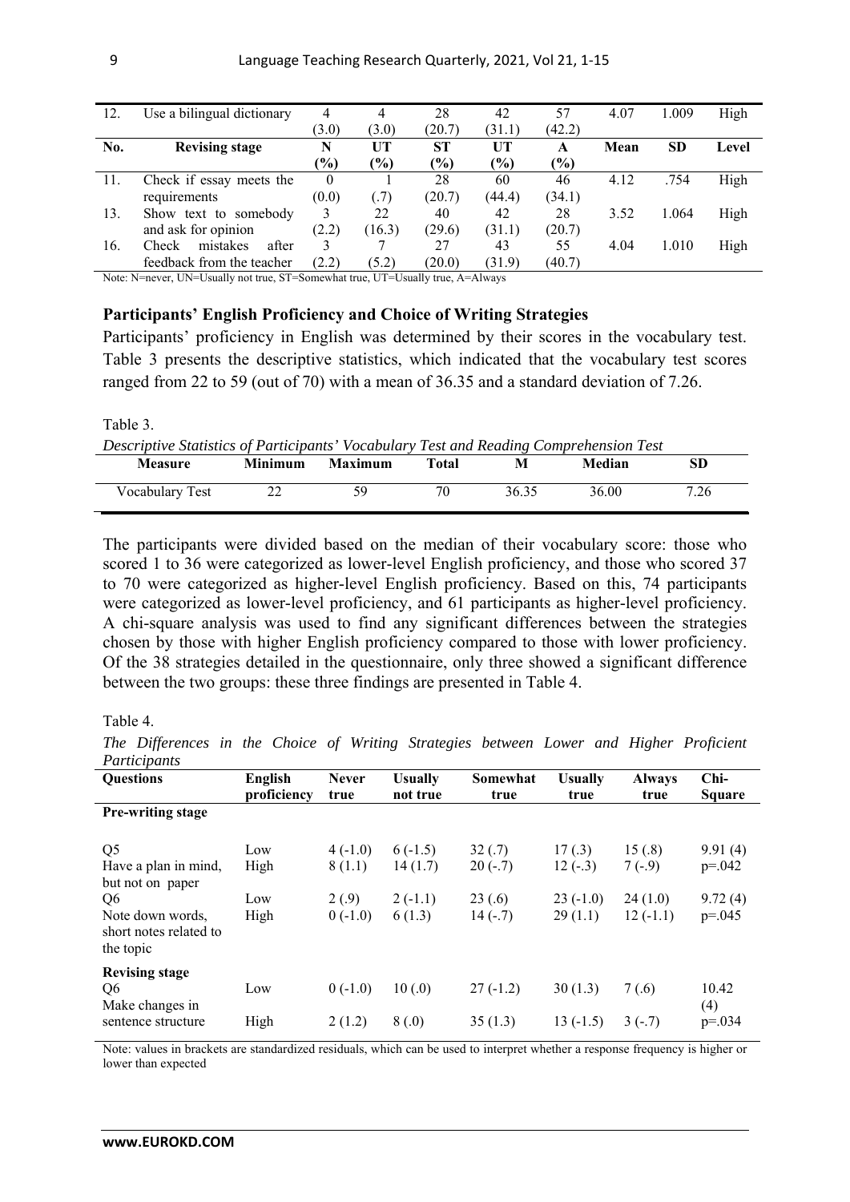| 12. | Use a bilingual dictionary | 4 (3.0) | 4 (3.0) | 28 (20.7) | 42 (31.1) | 57 (42.2) | 4.07 | 1.009 | High |
|---|---|---|---|---|---|---|---|---|---|
| **No.** | **Revising stage** | **N (%)** | **UT (%)** | **ST (%)** | **UT (%)** | **A (%)** | **Mean** | **SD** | **Level** |
| 11. | Check if essay meets the requirements | 0 (0.0) | 1 (.7) | 28 (20.7) | 60 (44.4) | 46 (34.1) | 4.12 | .754 | High |
| 13. | Show text to somebody and ask for opinion | 3 (2.2) | 22 (16.3) | 40 (29.6) | 42 (31.1) | 28 (20.7) | 3.52 | 1.064 | High |
| 16. | Check mistakes after feedback from the teacher | 3 (2.2) | 7 (5.2) | 27 (20.0) | 43 (31.9) | 55 (40.7) | 4.04 | 1.010 | High |

Note: N=never, UN=Usually not true, ST=Somewhat true, UT=Usually true, A=Always

### Participants' English Proficiency and Choice of Writing Strategies

Participants' proficiency in English was determined by their scores in the vocabulary test. Table 3 presents the descriptive statistics, which indicated that the vocabulary test scores ranged from 22 to 59 (out of 70) with a mean of 36.35 and a standard deviation of 7.26.

Table 3.

*Descriptive Statistics of Participants' Vocabulary Test and Reading Comprehension Test*

| Measure | Minimum | Maximum | Total | M | Median | SD |
|---|---|---|---|---|---|---|
| Vocabulary Test | 22 | 59 | 70 | 36.35 | 36.00 | 7.26 |

The participants were divided based on the median of their vocabulary score: those who scored 1 to 36 were categorized as lower-level English proficiency, and those who scored 37 to 70 were categorized as higher-level English proficiency. Based on this, 74 participants were categorized as lower-level proficiency, and 61 participants as higher-level proficiency. A chi-square analysis was used to find any significant differences between the strategies chosen by those with higher English proficiency compared to those with lower proficiency. Of the 38 strategies detailed in the questionnaire, only three showed a significant difference between the two groups: these three findings are presented in Table 4.

Table 4.

*The Differences in the Choice of Writing Strategies between Lower and Higher Proficient Participants*

| Questions | English proficiency | Never true | Usually not true | Somewhat true | Usually true | Always true | Chi-Square |
|---|---|---|---|---|---|---|---|
| **Pre-writing stage** | | | | | | | |
| Q5 Have a plan in mind, but not on paper | Low | 4 (-1.0) | 6 (-1.5) | 32 (.7) | 17 (.3) | 15 (.8) | 9.91 (4) |
| | High | 8 (1.1) | 14 (1.7) | 20 (-.7) | 12 (-.3) | 7 (-.9) | p=.042 |
| Q6 Note down words, short notes related to the topic | Low | 2 (.9) | 2 (-1.1) | 23 (.6) | 23 (-1.0) | 24 (1.0) | 9.72 (4) |
| | High | 0 (-1.0) | 6 (1.3) | 14 (-.7) | 29 (1.1) | 12 (-1.1) | p=.045 |
| **Revising stage** | | | | | | | |
| Q6 Make changes in sentence structure | Low | 0 (-1.0) | 10 (.0) | 27 (-1.2) | 30 (1.3) | 7 (.6) | 10.42 (4) |
| | High | 2 (1.2) | 8 (.0) | 35 (1.3) | 13 (-1.5) | 3 (-.7) | p=.034 |

Note: values in brackets are standardized residuals, which can be used to interpret whether a response frequency is higher or lower than expected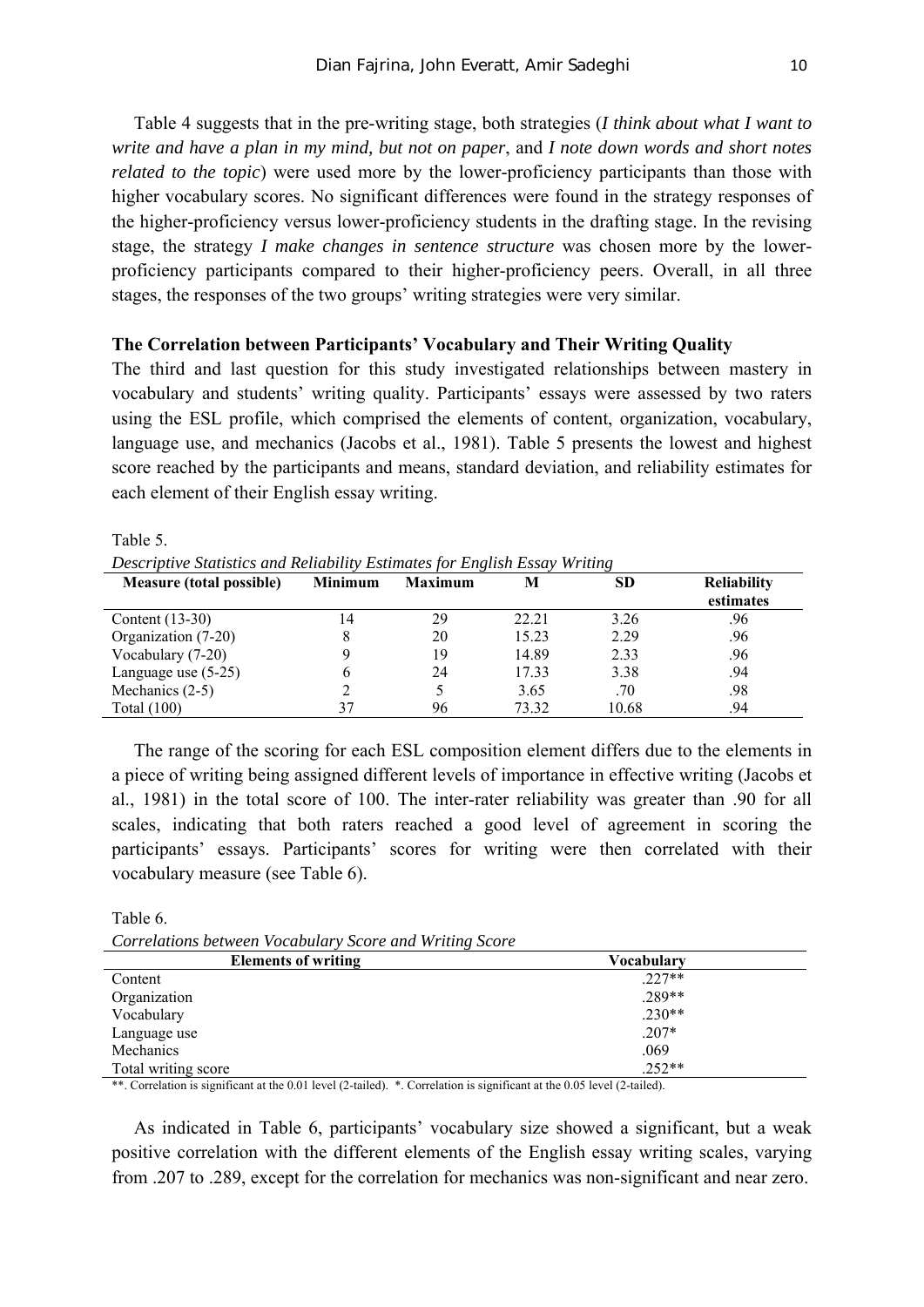Table 4 suggests that in the pre-writing stage, both strategies (*I think about what I want to write and have a plan in my mind, but not on paper*, and *I note down words and short notes related to the topic*) were used more by the lower-proficiency participants than those with higher vocabulary scores. No significant differences were found in the strategy responses of the higher-proficiency versus lower-proficiency students in the drafting stage. In the revising stage, the strategy *I make changes in sentence structure* was chosen more by the lower-proficiency participants compared to their higher-proficiency peers. Overall, in all three stages, the responses of the two groups' writing strategies were very similar.

### The Correlation between Participants' Vocabulary and Their Writing Quality

The third and last question for this study investigated relationships between mastery in vocabulary and students' writing quality. Participants' essays were assessed by two raters using the ESL profile, which comprised the elements of content, organization, vocabulary, language use, and mechanics (Jacobs et al., 1981). Table 5 presents the lowest and highest score reached by the participants and means, standard deviation, and reliability estimates for each element of their English essay writing.

Table 5.
*Descriptive Statistics and Reliability Estimates for English Essay Writing*

| Measure (total possible) | Minimum | Maximum | M | SD | Reliability estimates |
|---|---|---|---|---|---|
| Content (13-30) | 14 | 29 | 22.21 | 3.26 | .96 |
| Organization (7-20) | 8 | 20 | 15.23 | 2.29 | .96 |
| Vocabulary (7-20) | 9 | 19 | 14.89 | 2.33 | .96 |
| Language use (5-25) | 6 | 24 | 17.33 | 3.38 | .94 |
| Mechanics (2-5) | 2 | 5 | 3.65 | .70 | .98 |
| Total (100) | 37 | 96 | 73.32 | 10.68 | .94 |

The range of the scoring for each ESL composition element differs due to the elements in a piece of writing being assigned different levels of importance in effective writing (Jacobs et al., 1981) in the total score of 100. The inter-rater reliability was greater than .90 for all scales, indicating that both raters reached a good level of agreement in scoring the participants' essays. Participants' scores for writing were then correlated with their vocabulary measure (see Table 6).

Table 6.
*Correlations between Vocabulary Score and Writing Score*

| Elements of writing | Vocabulary |
|---|---|
| Content | .227** |
| Organization | .289** |
| Vocabulary | .230** |
| Language use | .207* |
| Mechanics | .069 |
| Total writing score | .252** |

**. Correlation is significant at the 0.01 level (2-tailed). *. Correlation is significant at the 0.05 level (2-tailed).

As indicated in Table 6, participants' vocabulary size showed a significant, but a weak positive correlation with the different elements of the English essay writing scales, varying from .207 to .289, except for the correlation for mechanics was non-significant and near zero.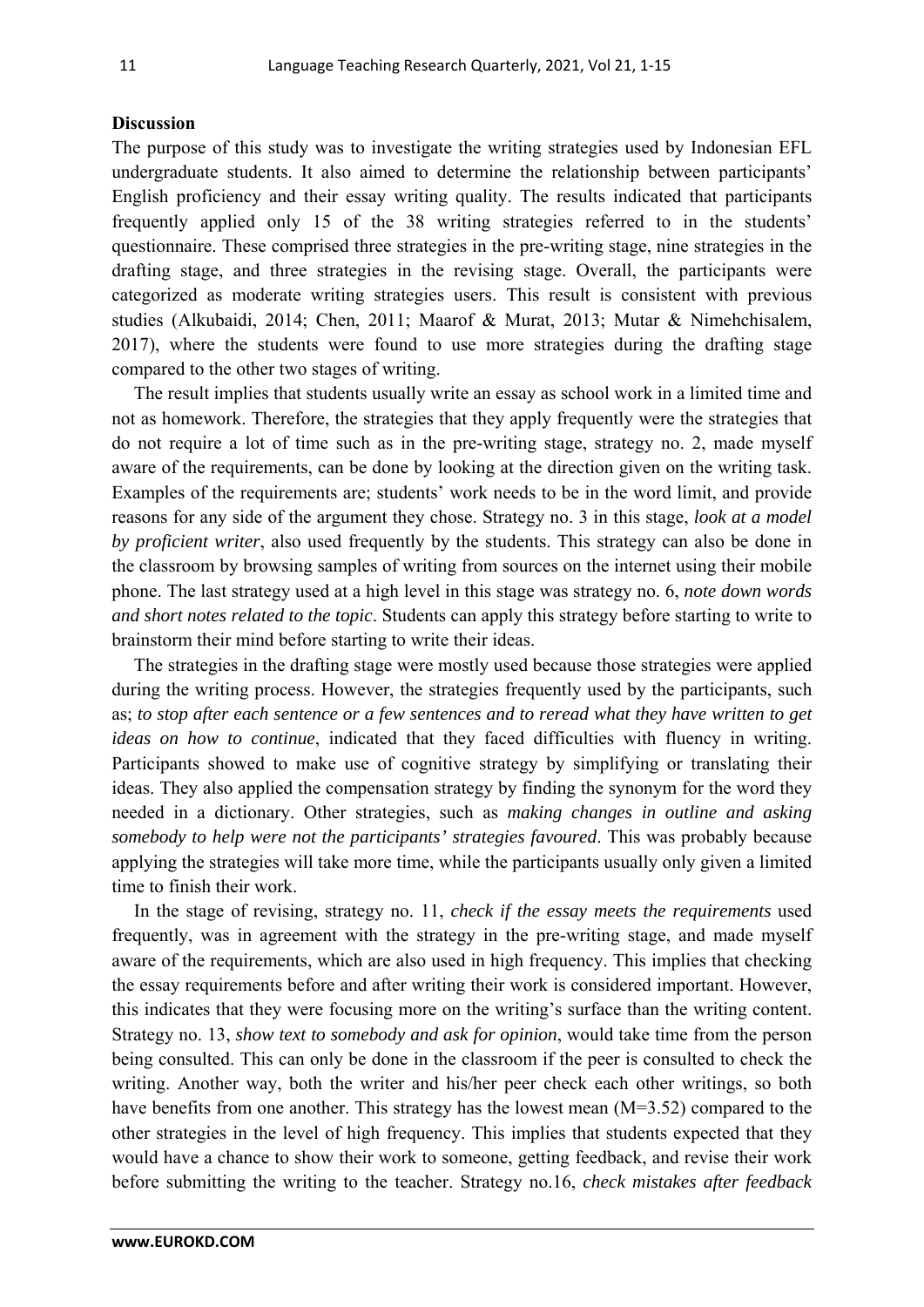**Discussion**

The purpose of this study was to investigate the writing strategies used by Indonesian EFL undergraduate students. It also aimed to determine the relationship between participants' English proficiency and their essay writing quality. The results indicated that participants frequently applied only 15 of the 38 writing strategies referred to in the students' questionnaire. These comprised three strategies in the pre-writing stage, nine strategies in the drafting stage, and three strategies in the revising stage. Overall, the participants were categorized as moderate writing strategies users. This result is consistent with previous studies (Alkubaidi, 2014; Chen, 2011; Maarof & Murat, 2013; Mutar & Nimehchisalem, 2017), where the students were found to use more strategies during the drafting stage compared to the other two stages of writing.

The result implies that students usually write an essay as school work in a limited time and not as homework. Therefore, the strategies that they apply frequently were the strategies that do not require a lot of time such as in the pre-writing stage, strategy no. 2, made myself aware of the requirements, can be done by looking at the direction given on the writing task. Examples of the requirements are; students' work needs to be in the word limit, and provide reasons for any side of the argument they chose. Strategy no. 3 in this stage, *look at a model by proficient writer*, also used frequently by the students. This strategy can also be done in the classroom by browsing samples of writing from sources on the internet using their mobile phone. The last strategy used at a high level in this stage was strategy no. 6, *note down words and short notes related to the topic*. Students can apply this strategy before starting to write to brainstorm their mind before starting to write their ideas.

The strategies in the drafting stage were mostly used because those strategies were applied during the writing process. However, the strategies frequently used by the participants, such as; *to stop after each sentence or a few sentences and to reread what they have written to get ideas on how to continue*, indicated that they faced difficulties with fluency in writing. Participants showed to make use of cognitive strategy by simplifying or translating their ideas. They also applied the compensation strategy by finding the synonym for the word they needed in a dictionary. Other strategies, such as *making changes in outline and asking somebody to help were not the participants' strategies favoured*. This was probably because applying the strategies will take more time, while the participants usually only given a limited time to finish their work.

In the stage of revising, strategy no. 11, *check if the essay meets the requirements* used frequently, was in agreement with the strategy in the pre-writing stage, and made myself aware of the requirements, which are also used in high frequency. This implies that checking the essay requirements before and after writing their work is considered important. However, this indicates that they were focusing more on the writing's surface than the writing content. Strategy no. 13, *show text to somebody and ask for opinion*, would take time from the person being consulted. This can only be done in the classroom if the peer is consulted to check the writing. Another way, both the writer and his/her peer check each other writings, so both have benefits from one another. This strategy has the lowest mean (M=3.52) compared to the other strategies in the level of high frequency. This implies that students expected that they would have a chance to show their work to someone, getting feedback, and revise their work before submitting the writing to the teacher. Strategy no.16, *check mistakes after feedback*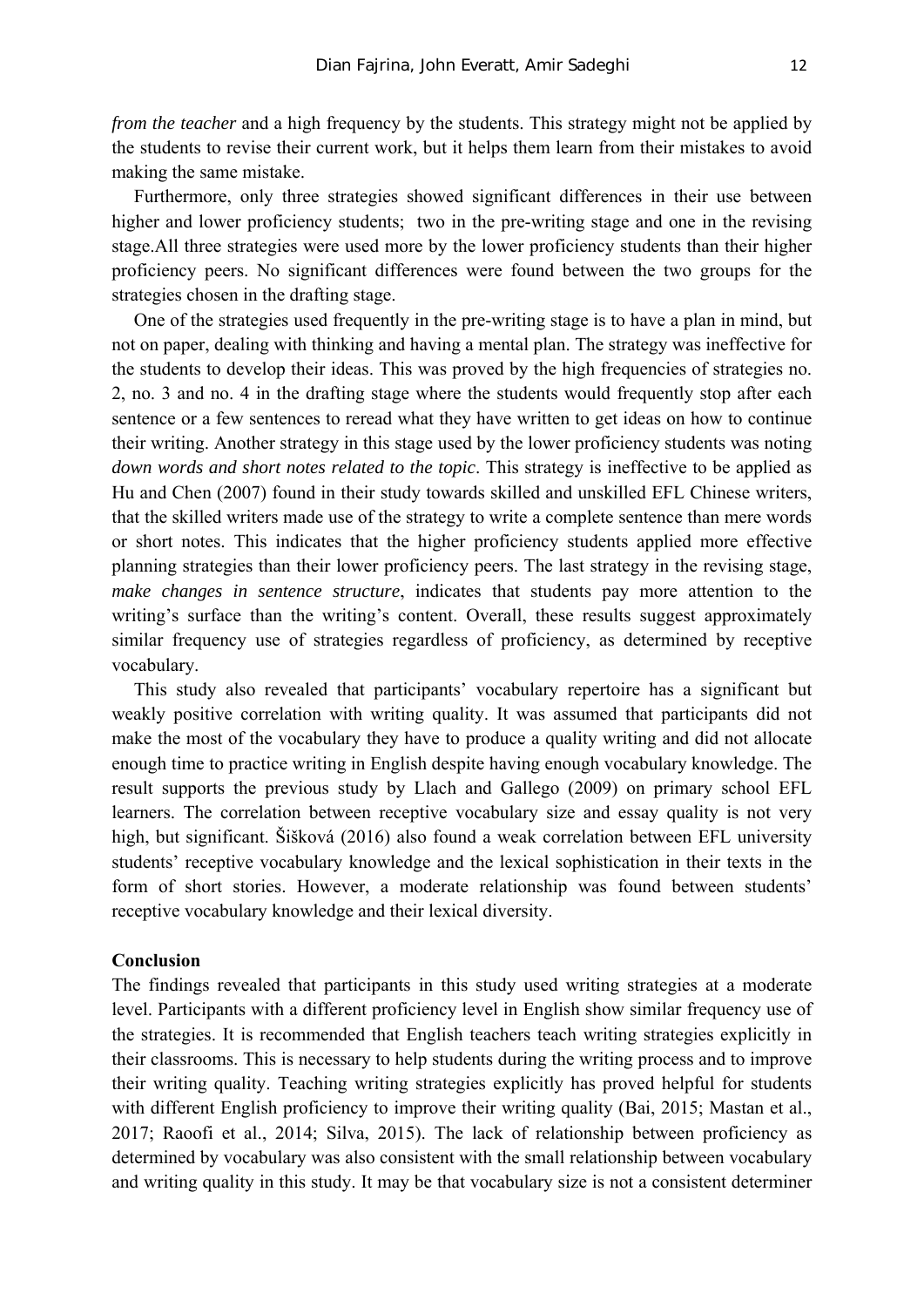*from the teacher* and a high frequency by the students. This strategy might not be applied by the students to revise their current work, but it helps them learn from their mistakes to avoid making the same mistake.

Furthermore, only three strategies showed significant differences in their use between higher and lower proficiency students; two in the pre-writing stage and one in the revising stage.All three strategies were used more by the lower proficiency students than their higher proficiency peers. No significant differences were found between the two groups for the strategies chosen in the drafting stage.

One of the strategies used frequently in the pre-writing stage is to have a plan in mind, but not on paper, dealing with thinking and having a mental plan. The strategy was ineffective for the students to develop their ideas. This was proved by the high frequencies of strategies no. 2, no. 3 and no. 4 in the drafting stage where the students would frequently stop after each sentence or a few sentences to reread what they have written to get ideas on how to continue their writing. Another strategy in this stage used by the lower proficiency students was noting *down words and short notes related to the topic*. This strategy is ineffective to be applied as Hu and Chen (2007) found in their study towards skilled and unskilled EFL Chinese writers, that the skilled writers made use of the strategy to write a complete sentence than mere words or short notes. This indicates that the higher proficiency students applied more effective planning strategies than their lower proficiency peers. The last strategy in the revising stage, *make changes in sentence structure*, indicates that students pay more attention to the writing's surface than the writing's content. Overall, these results suggest approximately similar frequency use of strategies regardless of proficiency, as determined by receptive vocabulary.

This study also revealed that participants' vocabulary repertoire has a significant but weakly positive correlation with writing quality. It was assumed that participants did not make the most of the vocabulary they have to produce a quality writing and did not allocate enough time to practice writing in English despite having enough vocabulary knowledge. The result supports the previous study by Llach and Gallego (2009) on primary school EFL learners. The correlation between receptive vocabulary size and essay quality is not very high, but significant. Šišková (2016) also found a weak correlation between EFL university students' receptive vocabulary knowledge and the lexical sophistication in their texts in the form of short stories. However, a moderate relationship was found between students' receptive vocabulary knowledge and their lexical diversity.

## Conclusion

The findings revealed that participants in this study used writing strategies at a moderate level. Participants with a different proficiency level in English show similar frequency use of the strategies. It is recommended that English teachers teach writing strategies explicitly in their classrooms. This is necessary to help students during the writing process and to improve their writing quality. Teaching writing strategies explicitly has proved helpful for students with different English proficiency to improve their writing quality (Bai, 2015; Mastan et al., 2017; Raoofi et al., 2014; Silva, 2015). The lack of relationship between proficiency as determined by vocabulary was also consistent with the small relationship between vocabulary and writing quality in this study. It may be that vocabulary size is not a consistent determiner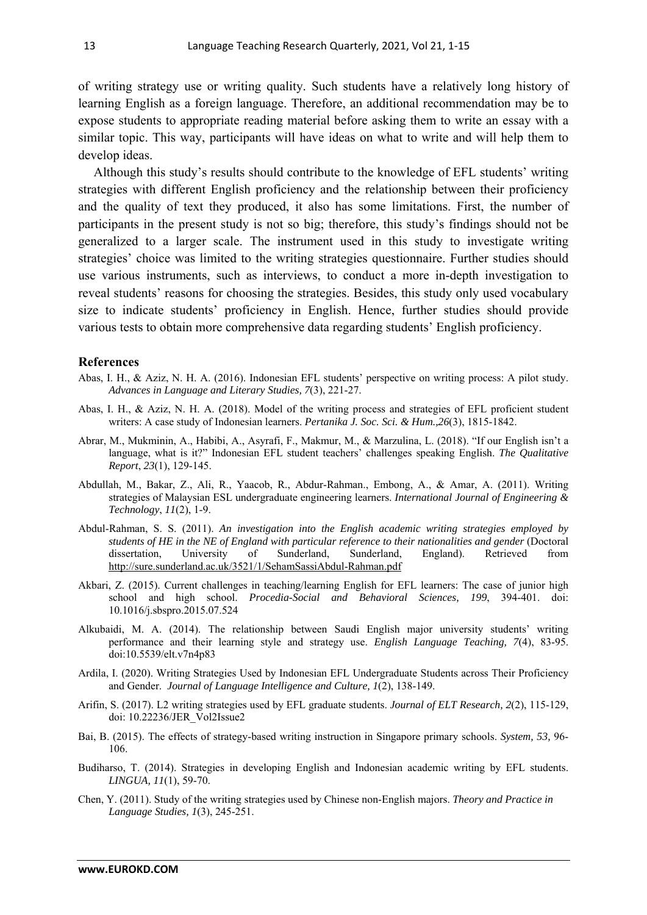of writing strategy use or writing quality. Such students have a relatively long history of learning English as a foreign language. Therefore, an additional recommendation may be to expose students to appropriate reading material before asking them to write an essay with a similar topic. This way, participants will have ideas on what to write and will help them to develop ideas.

Although this study's results should contribute to the knowledge of EFL students' writing strategies with different English proficiency and the relationship between their proficiency and the quality of text they produced, it also has some limitations. First, the number of participants in the present study is not so big; therefore, this study's findings should not be generalized to a larger scale. The instrument used in this study to investigate writing strategies' choice was limited to the writing strategies questionnaire. Further studies should use various instruments, such as interviews, to conduct a more in-depth investigation to reveal students' reasons for choosing the strategies. Besides, this study only used vocabulary size to indicate students' proficiency in English. Hence, further studies should provide various tests to obtain more comprehensive data regarding students' English proficiency.

## References

Abas, I. H., & Aziz, N. H. A. (2016). Indonesian EFL students' perspective on writing process: A pilot study. *Advances in Language and Literary Studies, 7*(3), 221-27.

Abas, I. H., & Aziz, N. H. A. (2018). Model of the writing process and strategies of EFL proficient student writers: A case study of Indonesian learners. *Pertanika J. Soc. Sci. & Hum.,26*(3), 1815-1842.

Abrar, M., Mukminin, A., Habibi, A., Asyrafi, F., Makmur, M., & Marzulina, L. (2018). "If our English isn't a language, what is it?" Indonesian EFL student teachers' challenges speaking English. *The Qualitative Report*, *23*(1), 129-145.

Abdullah, M., Bakar, Z., Ali, R., Yaacob, R., Abdur-Rahman., Embong, A., & Amar, A. (2011). Writing strategies of Malaysian ESL undergraduate engineering learners. *International Journal of Engineering & Technology*, *11*(2), 1-9.

Abdul-Rahman, S. S. (2011). *An investigation into the English academic writing strategies employed by students of HE in the NE of England with particular reference to their nationalities and gender* (Doctoral dissertation, University of Sunderland, Sunderland, England). Retrieved from http://sure.sunderland.ac.uk/3521/1/SehamSassiAbdul-Rahman.pdf

Akbari, Z. (2015). Current challenges in teaching/learning English for EFL learners: The case of junior high school and high school. *Procedia-Social and Behavioral Sciences, 199*, 394-401. doi: 10.1016/j.sbspro.2015.07.524

Alkubaidi, M. A. (2014). The relationship between Saudi English major university students' writing performance and their learning style and strategy use. *English Language Teaching, 7*(4), 83-95. doi:10.5539/elt.v7n4p83

Ardila, I. (2020). Writing Strategies Used by Indonesian EFL Undergraduate Students across Their Proficiency and Gender. *Journal of Language Intelligence and Culture, 1*(2), 138-149.

Arifin, S. (2017). L2 writing strategies used by EFL graduate students. *Journal of ELT Research, 2*(2), 115-129, doi: 10.22236/JER_Vol2Issue2

Bai, B. (2015). The effects of strategy-based writing instruction in Singapore primary schools. *System, 53,* 96-106.

Budiharso, T. (2014). Strategies in developing English and Indonesian academic writing by EFL students. *LINGUA, 11*(1), 59-70.

Chen, Y. (2011). Study of the writing strategies used by Chinese non-English majors. *Theory and Practice in Language Studies, 1*(3), 245-251.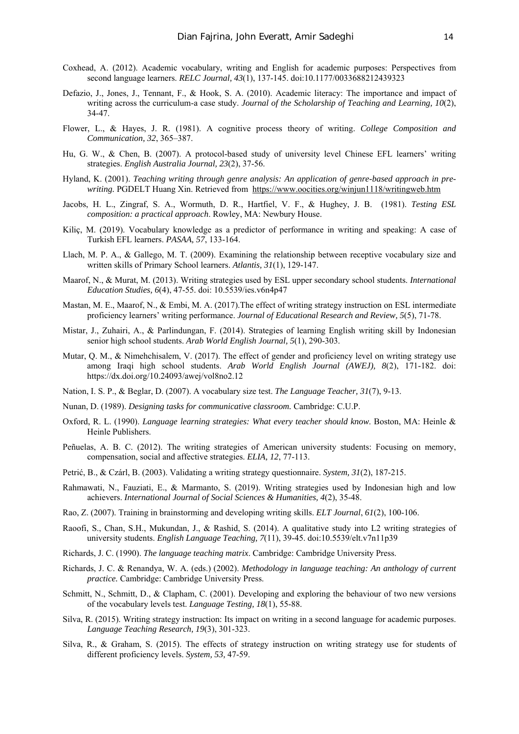Coxhead, A. (2012). Academic vocabulary, writing and English for academic purposes: Perspectives from second language learners. *RELC Journal, 43*(1), 137-145. doi:10.1177/0033688212439323

Defazio, J., Jones, J., Tennant, F., & Hook, S. A. (2010). Academic literacy: The importance and impact of writing across the curriculum-a case study. *Journal of the Scholarship of Teaching and Learning, 10*(2), 34-47.

Flower, L., & Hayes, J. R. (1981). A cognitive process theory of writing. *College Composition and Communication, 32*, 365–387.

Hu, G. W., & Chen, B. (2007). A protocol-based study of university level Chinese EFL learners' writing strategies. *English Australia Journal, 23*(2), 37-56.

Hyland, K. (2001). *Teaching writing through genre analysis: An application of genre-based approach in pre-writing.* PGDELT Huang Xin. Retrieved from https://www.oocities.org/winjun1118/writingweb.htm

Jacobs, H. L., Zingraf, S. A., Wormuth, D. R., Hartfiel, V. F., & Hughey, J. B. (1981). *Testing ESL composition: a practical approach*. Rowley, MA: Newbury House.

Kiliç, M. (2019). Vocabulary knowledge as a predictor of performance in writing and speaking: A case of Turkish EFL learners. *PASAA, 57*, 133-164.

Llach, M. P. A., & Gallego, M. T. (2009). Examining the relationship between receptive vocabulary size and written skills of Primary School learners. *Atlantis, 31*(1), 129-147.

Maarof, N., & Murat, M. (2013). Writing strategies used by ESL upper secondary school students. *International Education Studies, 6*(4), 47-55. doi: 10.5539/ies.v6n4p47

Mastan, M. E., Maarof, N., & Embi, M. A. (2017).The effect of writing strategy instruction on ESL intermediate proficiency learners' writing performance. *Journal of Educational Research and Review, 5*(5), 71-78.

Mistar, J., Zuhairi, A., & Parlindungan, F. (2014). Strategies of learning English writing skill by Indonesian senior high school students. *Arab World English Journal, 5*(1), 290-303.

Mutar, Q. M., & Nimehchisalem, V. (2017). The effect of gender and proficiency level on writing strategy use among Iraqi high school students. *Arab World English Journal (AWEJ), 8*(2), 171-182. doi: https://dx.doi.org/10.24093/awej/vol8no2.12

Nation, I. S. P., & Beglar, D. (2007). A vocabulary size test. *The Language Teacher, 31*(7), 9-13.

Nunan, D. (1989). *Designing tasks for communicative classroom.* Cambridge: C.U.P.

Oxford, R. L. (1990). *Language learning strategies: What every teacher should know*. Boston, MA: Heinle & Heinle Publishers.

Peñuelas, A. B. C. (2012). The writing strategies of American university students: Focusing on memory, compensation, social and affective strategies. *ELIA, 12*, 77-113.

Petrić, B., & Czárl, B. (2003). Validating a writing strategy questionnaire. *System, 31*(2), 187-215.

Rahmawati, N., Fauziati, E., & Marmanto, S. (2019). Writing strategies used by Indonesian high and low achievers. *International Journal of Social Sciences & Humanities, 4*(2), 35-48.

Rao, Z. (2007). Training in brainstorming and developing writing skills. *ELT Journal*, *61*(2), 100-106.

Raoofi, S., Chan, S.H., Mukundan, J., & Rashid, S. (2014). A qualitative study into L2 writing strategies of university students. *English Language Teaching, 7*(11), 39-45. doi:10.5539/elt.v7n11p39

Richards, J. C. (1990). *The language teaching matrix*. Cambridge: Cambridge University Press.

Richards, J. C. & Renandya, W. A. (eds.) (2002). *Methodology in language teaching: An anthology of current practice.* Cambridge: Cambridge University Press.

Schmitt, N., Schmitt, D., & Clapham, C. (2001). Developing and exploring the behaviour of two new versions of the vocabulary levels test. *Language Testing, 18*(1), 55-88.

Silva, R. (2015). Writing strategy instruction: Its impact on writing in a second language for academic purposes. *Language Teaching Research, 19*(3), 301-323.

Silva, R., & Graham, S. (2015). The effects of strategy instruction on writing strategy use for students of different proficiency levels. *System, 53*, 47-59.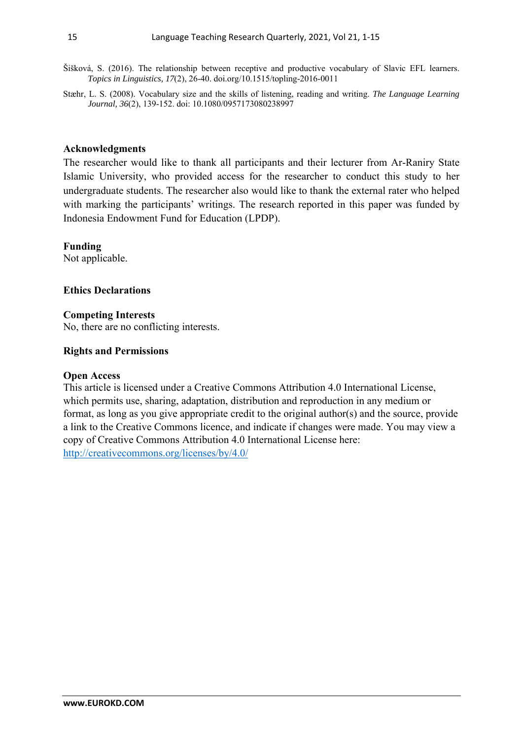Šišková, S. (2016). The relationship between receptive and productive vocabulary of Slavic EFL learners. *Topics in Linguistics, 17*(2), 26-40. doi.org/10.1515/topling-2016-0011

Stæhr, L. S. (2008). Vocabulary size and the skills of listening, reading and writing. *The Language Learning Journal, 36*(2), 139-152. doi: 10.1080/0957173080238997

## Acknowledgments

The researcher would like to thank all participants and their lecturer from Ar-Raniry State Islamic University, who provided access for the researcher to conduct this study to her undergraduate students. The researcher also would like to thank the external rater who helped with marking the participants' writings. The research reported in this paper was funded by Indonesia Endowment Fund for Education (LPDP).

## Funding

Not applicable.

## Ethics Declarations

## Competing Interests

No, there are no conflicting interests.

## Rights and Permissions

## Open Access

This article is licensed under a Creative Commons Attribution 4.0 International License, which permits use, sharing, adaptation, distribution and reproduction in any medium or format, as long as you give appropriate credit to the original author(s) and the source, provide a link to the Creative Commons licence, and indicate if changes were made. You may view a copy of Creative Commons Attribution 4.0 International License here: http://creativecommons.org/licenses/by/4.0/